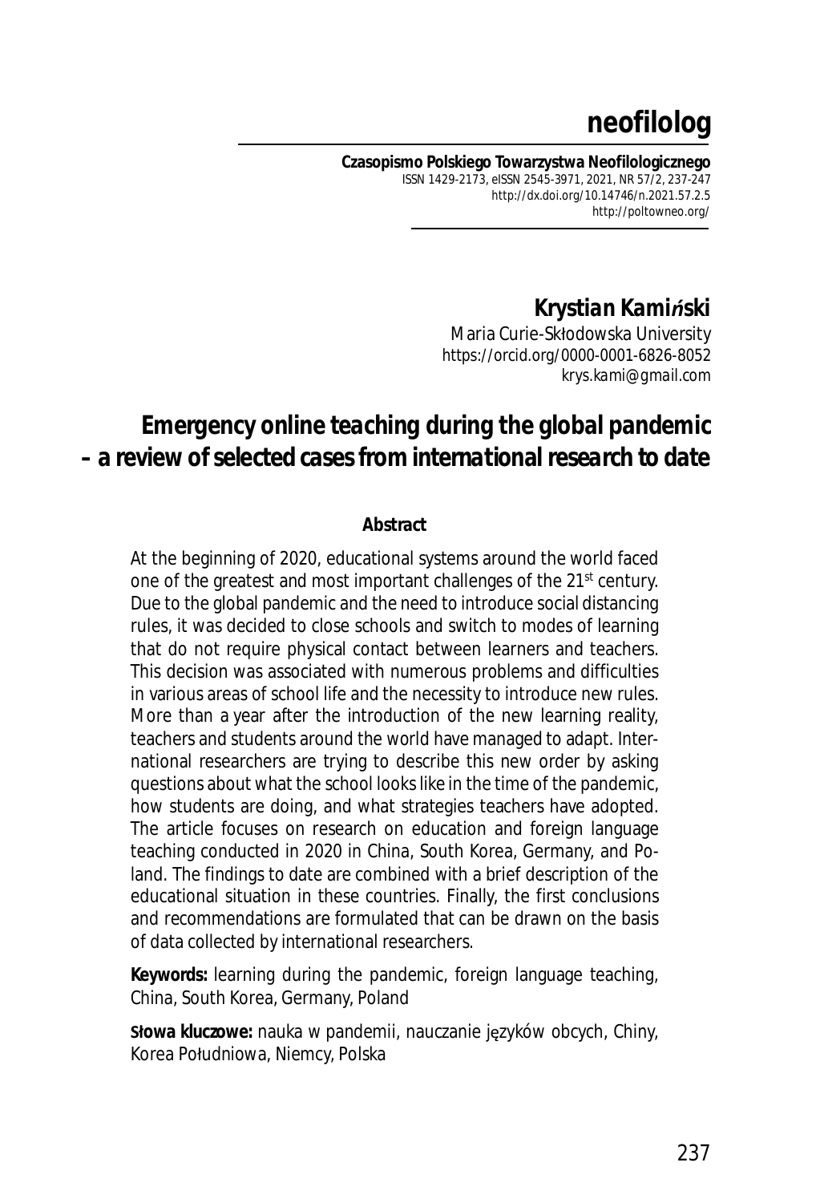# neofilolog

**Czasopismo Polskiego Towarzystwa Neofilologicznego**
ISSN 1429-2173, eISSN 2545-3971, 2021, NR 57/2, 237-247
http://dx.doi.org/10.14746/n.2021.57.2.5
http://poltowneo.org/

**Krystian Kamiński**
Maria Curie-Skłodowska University
https://orcid.org/0000-0001-6826-8052
krys.kami@gmail.com

## Emergency online teaching during the global pandemic – a review of selected cases from international research to date

### Abstract

At the beginning of 2020, educational systems around the world faced one of the greatest and most important challenges of the 21st century. Due to the global pandemic and the need to introduce social distancing rules, it was decided to close schools and switch to modes of learning that do not require physical contact between learners and teachers. This decision was associated with numerous problems and difficulties in various areas of school life and the necessity to introduce new rules. More than a year after the introduction of the new learning reality, teachers and students around the world have managed to adapt. International researchers are trying to describe this new order by asking questions about what the school looks like in the time of the pandemic, how students are doing, and what strategies teachers have adopted. The article focuses on research on education and foreign language teaching conducted in 2020 in China, South Korea, Germany, and Poland. The findings to date are combined with a brief description of the educational situation in these countries. Finally, the first conclusions and recommendations are formulated that can be drawn on the basis of data collected by international researchers.

**Keywords:** learning during the pandemic, foreign language teaching, China, South Korea, Germany, Poland

**Słowa kluczowe:** nauka w pandemii, nauczanie języków obcych, Chiny, Korea Południowa, Niemcy, Polska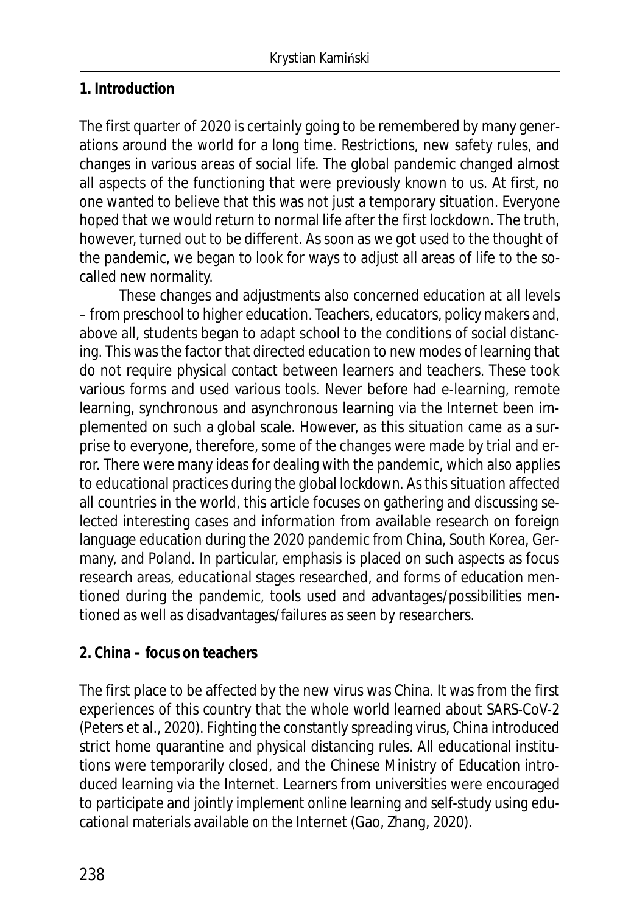## 1. Introduction

The first quarter of 2020 is certainly going to be remembered by many generations around the world for a long time. Restrictions, new safety rules, and changes in various areas of social life. The global pandemic changed almost all aspects of the functioning that were previously known to us. At first, no one wanted to believe that this was not just a temporary situation. Everyone hoped that we would return to normal life after the first lockdown. The truth, however, turned out to be different. As soon as we got used to the thought of the pandemic, we began to look for ways to adjust all areas of life to the so-called new normality.

These changes and adjustments also concerned education at all levels – from preschool to higher education. Teachers, educators, policy makers and, above all, students began to adapt school to the conditions of social distancing. This was the factor that directed education to new modes of learning that do not require physical contact between learners and teachers. These took various forms and used various tools. Never before had e-learning, remote learning, synchronous and asynchronous learning via the Internet been implemented on such a global scale. However, as this situation came as a surprise to everyone, therefore, some of the changes were made by trial and error. There were many ideas for dealing with the pandemic, which also applies to educational practices during the global lockdown. As this situation affected all countries in the world, this article focuses on gathering and discussing selected interesting cases and information from available research on foreign language education during the 2020 pandemic from China, South Korea, Germany, and Poland. In particular, emphasis is placed on such aspects as focus research areas, educational stages researched, and forms of education mentioned during the pandemic, tools used and advantages/possibilities mentioned as well as disadvantages/failures as seen by researchers.

## 2. China – focus on teachers

The first place to be affected by the new virus was China. It was from the first experiences of this country that the whole world learned about SARS-CoV-2 (Peters et al., 2020). Fighting the constantly spreading virus, China introduced strict home quarantine and physical distancing rules. All educational institutions were temporarily closed, and the Chinese Ministry of Education introduced learning via the Internet. Learners from universities were encouraged to participate and jointly implement online learning and self-study using educational materials available on the Internet (Gao, Zhang, 2020).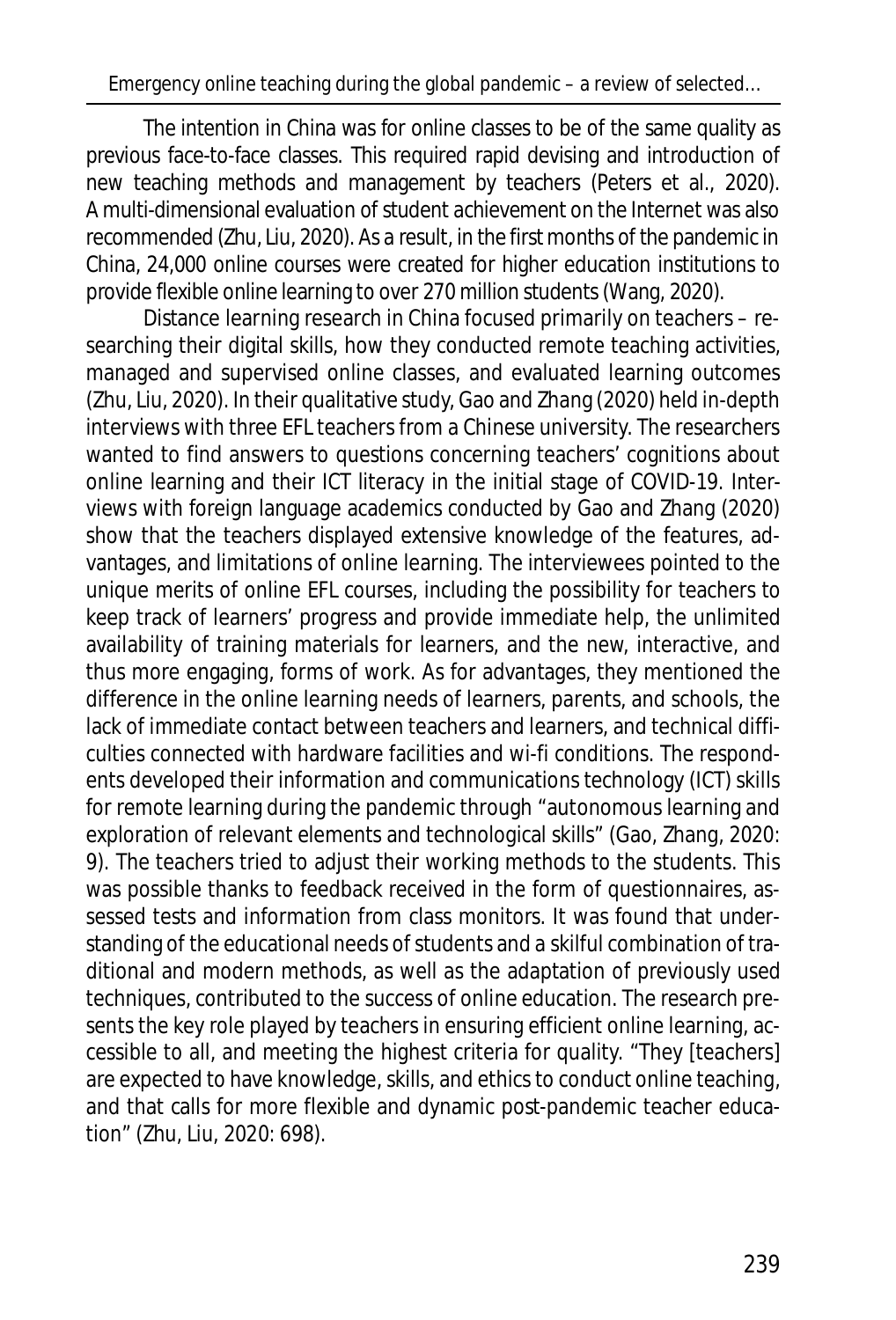The intention in China was for online classes to be of the same quality as previous face-to-face classes. This required rapid devising and introduction of new teaching methods and management by teachers (Peters et al., 2020). A multi-dimensional evaluation of student achievement on the Internet was also recommended (Zhu, Liu, 2020). As a result, in the first months of the pandemic in China, 24,000 online courses were created for higher education institutions to provide flexible online learning to over 270 million students (Wang, 2020).

Distance learning research in China focused primarily on teachers – researching their digital skills, how they conducted remote teaching activities, managed and supervised online classes, and evaluated learning outcomes (Zhu, Liu, 2020). In their qualitative study, Gao and Zhang (2020) held in-depth interviews with three EFL teachers from a Chinese university. The researchers wanted to find answers to questions concerning teachers' cognitions about online learning and their ICT literacy in the initial stage of COVID-19. Interviews with foreign language academics conducted by Gao and Zhang (2020) show that the teachers displayed extensive knowledge of the features, advantages, and limitations of online learning. The interviewees pointed to the unique merits of online EFL courses, including the possibility for teachers to keep track of learners' progress and provide immediate help, the unlimited availability of training materials for learners, and the new, interactive, and thus more engaging, forms of work. As for advantages, they mentioned the difference in the online learning needs of learners, parents, and schools, the lack of immediate contact between teachers and learners, and technical difficulties connected with hardware facilities and wi-fi conditions. The respondents developed their information and communications technology (ICT) skills for remote learning during the pandemic through "autonomous learning and exploration of relevant elements and technological skills" (Gao, Zhang, 2020: 9). The teachers tried to adjust their working methods to the students. This was possible thanks to feedback received in the form of questionnaires, assessed tests and information from class monitors. It was found that understanding of the educational needs of students and a skilful combination of traditional and modern methods, as well as the adaptation of previously used techniques, contributed to the success of online education. The research presents the key role played by teachers in ensuring efficient online learning, accessible to all, and meeting the highest criteria for quality. "They [teachers] are expected to have knowledge, skills, and ethics to conduct online teaching, and that calls for more flexible and dynamic post-pandemic teacher education" (Zhu, Liu, 2020: 698).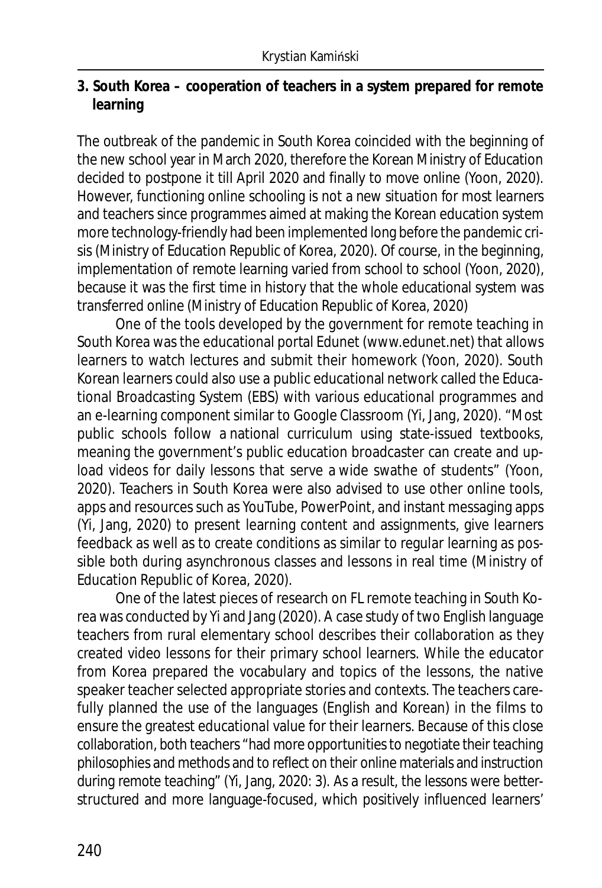## 3. South Korea – cooperation of teachers in a system prepared for remote learning

The outbreak of the pandemic in South Korea coincided with the beginning of the new school year in March 2020, therefore the Korean Ministry of Education decided to postpone it till April 2020 and finally to move online (Yoon, 2020). However, functioning online schooling is not a new situation for most learners and teachers since programmes aimed at making the Korean education system more technology-friendly had been implemented long before the pandemic crisis (Ministry of Education Republic of Korea, 2020). Of course, in the beginning, implementation of remote learning varied from school to school (Yoon, 2020), because it was the first time in history that the whole educational system was transferred online (Ministry of Education Republic of Korea, 2020)

One of the tools developed by the government for remote teaching in South Korea was the educational portal Edunet (www.edunet.net) that allows learners to watch lectures and submit their homework (Yoon, 2020). South Korean learners could also use a public educational network called the Educational Broadcasting System (EBS) with various educational programmes and an e-learning component similar to Google Classroom (Yi, Jang, 2020). "Most public schools follow a national curriculum using state-issued textbooks, meaning the government's public education broadcaster can create and upload videos for daily lessons that serve a wide swathe of students" (Yoon, 2020). Teachers in South Korea were also advised to use other online tools, apps and resources such as YouTube, PowerPoint, and instant messaging apps (Yi, Jang, 2020) to present learning content and assignments, give learners feedback as well as to create conditions as similar to regular learning as possible both during asynchronous classes and lessons in real time (Ministry of Education Republic of Korea, 2020).

One of the latest pieces of research on FL remote teaching in South Korea was conducted by Yi and Jang (2020). A case study of two English language teachers from rural elementary school describes their collaboration as they created video lessons for their primary school learners. While the educator from Korea prepared the vocabulary and topics of the lessons, the native speaker teacher selected appropriate stories and contexts. The teachers carefully planned the use of the languages (English and Korean) in the films to ensure the greatest educational value for their learners. Because of this close collaboration, both teachers "had more opportunities to negotiate their teaching philosophies and methods and to reflect on their online materials and instruction during remote teaching" (Yi, Jang, 2020: 3). As a result, the lessons were better-structured and more language-focused, which positively influenced learners'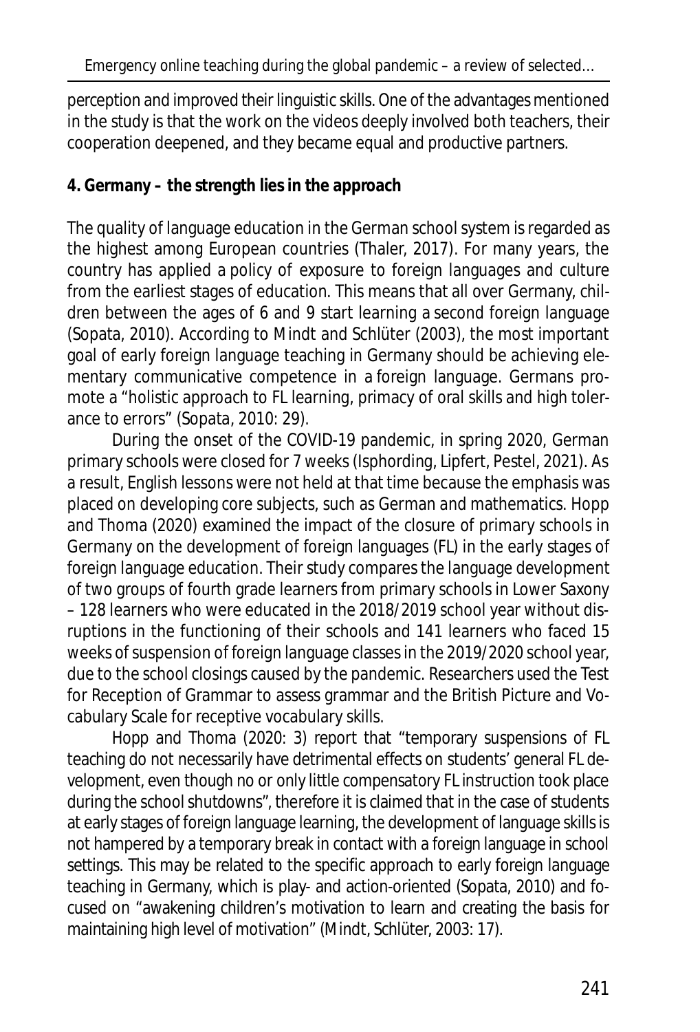perception and improved their linguistic skills. One of the advantages mentioned in the study is that the work on the videos deeply involved both teachers, their cooperation deepened, and they became equal and productive partners.

## 4. Germany – the strength lies in the approach

The quality of language education in the German school system is regarded as the highest among European countries (Thaler, 2017). For many years, the country has applied a policy of exposure to foreign languages and culture from the earliest stages of education. This means that all over Germany, children between the ages of 6 and 9 start learning a second foreign language (Sopata, 2010). According to Mindt and Schlüter (2003), the most important goal of early foreign language teaching in Germany should be achieving elementary communicative competence in a foreign language. Germans promote a "holistic approach to FL learning, primacy of oral skills and high tolerance to errors" (Sopata, 2010: 29).

During the onset of the COVID-19 pandemic, in spring 2020, German primary schools were closed for 7 weeks (Isphording, Lipfert, Pestel, 2021). As a result, English lessons were not held at that time because the emphasis was placed on developing core subjects, such as German and mathematics. Hopp and Thoma (2020) examined the impact of the closure of primary schools in Germany on the development of foreign languages (FL) in the early stages of foreign language education. Their study compares the language development of two groups of fourth grade learners from primary schools in Lower Saxony – 128 learners who were educated in the 2018/2019 school year without disruptions in the functioning of their schools and 141 learners who faced 15 weeks of suspension of foreign language classes in the 2019/2020 school year, due to the school closings caused by the pandemic. Researchers used the Test for Reception of Grammar to assess grammar and the British Picture and Vocabulary Scale for receptive vocabulary skills.

Hopp and Thoma (2020: 3) report that "temporary suspensions of FL teaching do not necessarily have detrimental effects on students' general FL development, even though no or only little compensatory FL instruction took place during the school shutdowns", therefore it is claimed that in the case of students at early stages of foreign language learning, the development of language skills is not hampered by a temporary break in contact with a foreign language in school settings. This may be related to the specific approach to early foreign language teaching in Germany, which is play- and action-oriented (Sopata, 2010) and focused on "awakening children's motivation to learn and creating the basis for maintaining high level of motivation" (Mindt, Schlüter, 2003: 17).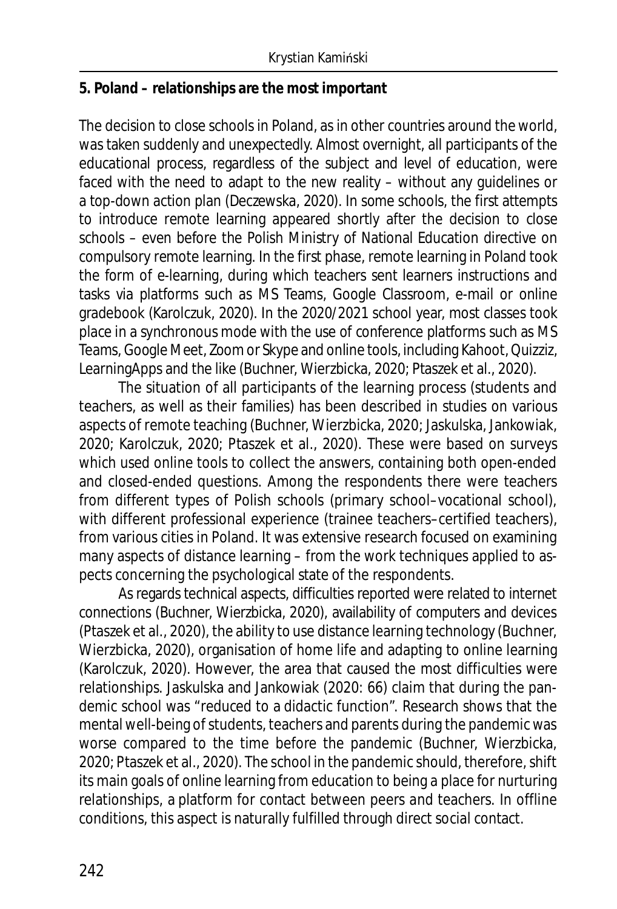## 5. Poland – relationships are the most important

The decision to close schools in Poland, as in other countries around the world, was taken suddenly and unexpectedly. Almost overnight, all participants of the educational process, regardless of the subject and level of education, were faced with the need to adapt to the new reality – without any guidelines or a top-down action plan (Deczewska, 2020). In some schools, the first attempts to introduce remote learning appeared shortly after the decision to close schools – even before the Polish Ministry of National Education directive on compulsory remote learning. In the first phase, remote learning in Poland took the form of e-learning, during which teachers sent learners instructions and tasks via platforms such as MS Teams, Google Classroom, e-mail or online gradebook (Karolczuk, 2020). In the 2020/2021 school year, most classes took place in a synchronous mode with the use of conference platforms such as MS Teams, Google Meet, Zoom or Skype and online tools, including Kahoot, Quizziz, LearningApps and the like (Buchner, Wierzbicka, 2020; Ptaszek et al., 2020).

The situation of all participants of the learning process (students and teachers, as well as their families) has been described in studies on various aspects of remote teaching (Buchner, Wierzbicka, 2020; Jaskulska, Jankowiak, 2020; Karolczuk, 2020; Ptaszek et al., 2020). These were based on surveys which used online tools to collect the answers, containing both open-ended and closed-ended questions. Among the respondents there were teachers from different types of Polish schools (primary school–vocational school), with different professional experience (trainee teachers–certified teachers), from various cities in Poland. It was extensive research focused on examining many aspects of distance learning – from the work techniques applied to aspects concerning the psychological state of the respondents.

As regards technical aspects, difficulties reported were related to internet connections (Buchner, Wierzbicka, 2020), availability of computers and devices (Ptaszek et al., 2020), the ability to use distance learning technology (Buchner, Wierzbicka, 2020), organisation of home life and adapting to online learning (Karolczuk, 2020). However, the area that caused the most difficulties were relationships. Jaskulska and Jankowiak (2020: 66) claim that during the pandemic school was "reduced to a didactic function". Research shows that the mental well-being of students, teachers and parents during the pandemic was worse compared to the time before the pandemic (Buchner, Wierzbicka, 2020; Ptaszek et al., 2020). The school in the pandemic should, therefore, shift its main goals of online learning from education to being a place for nurturing relationships, a platform for contact between peers and teachers. In offline conditions, this aspect is naturally fulfilled through direct social contact.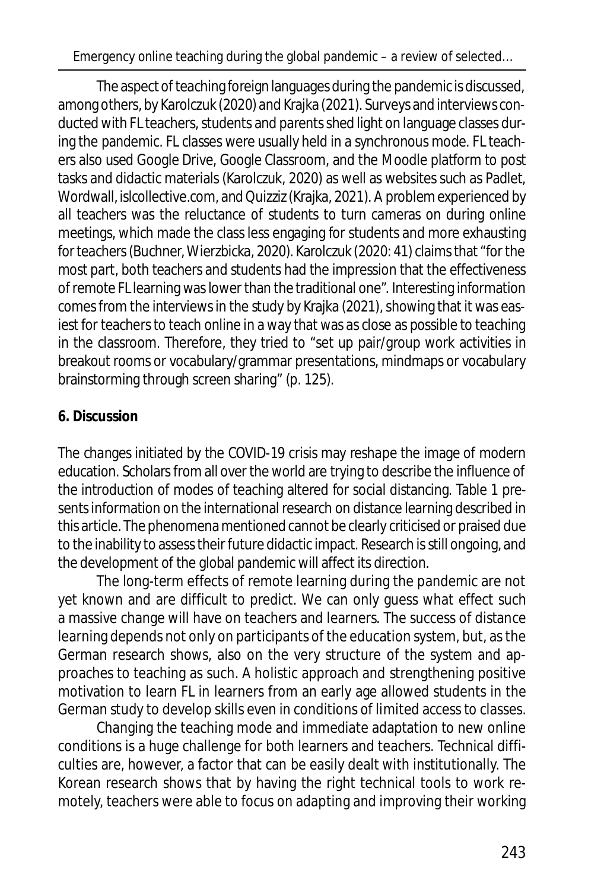The aspect of teaching foreign languages during the pandemic is discussed, among others, by Karolczuk (2020) and Krajka (2021). Surveys and interviews conducted with FL teachers, students and parents shed light on language classes during the pandemic. FL classes were usually held in a synchronous mode. FL teachers also used Google Drive, Google Classroom, and the Moodle platform to post tasks and didactic materials (Karolczuk, 2020) as well as websites such as Padlet, Wordwall, islcollective.com, and Quizziz (Krajka, 2021). A problem experienced by all teachers was the reluctance of students to turn cameras on during online meetings, which made the class less engaging for students and more exhausting for teachers (Buchner, Wierzbicka, 2020). Karolczuk (2020: 41) claims that "for the most part, both teachers and students had the impression that the effectiveness of remote FL learning was lower than the traditional one". Interesting information comes from the interviews in the study by Krajka (2021), showing that it was easiest for teachers to teach online in a way that was as close as possible to teaching in the classroom. Therefore, they tried to "set up pair/group work activities in breakout rooms or vocabulary/grammar presentations, mindmaps or vocabulary brainstorming through screen sharing" (p. 125).

## 6. Discussion

The changes initiated by the COVID-19 crisis may reshape the image of modern education. Scholars from all over the world are trying to describe the influence of the introduction of modes of teaching altered for social distancing. Table 1 presents information on the international research on distance learning described in this article. The phenomena mentioned cannot be clearly criticised or praised due to the inability to assess their future didactic impact. Research is still ongoing, and the development of the global pandemic will affect its direction.

The long-term effects of remote learning during the pandemic are not yet known and are difficult to predict. We can only guess what effect such a massive change will have on teachers and learners. The success of distance learning depends not only on participants of the education system, but, as the German research shows, also on the very structure of the system and approaches to teaching as such. A holistic approach and strengthening positive motivation to learn FL in learners from an early age allowed students in the German study to develop skills even in conditions of limited access to classes.

Changing the teaching mode and immediate adaptation to new online conditions is a huge challenge for both learners and teachers. Technical difficulties are, however, a factor that can be easily dealt with institutionally. The Korean research shows that by having the right technical tools to work remotely, teachers were able to focus on adapting and improving their working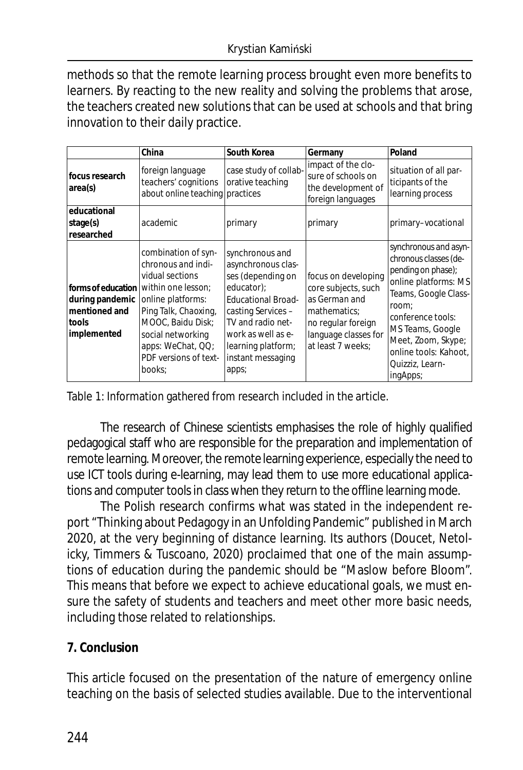methods so that the remote learning process brought even more benefits to learners. By reacting to the new reality and solving the problems that arose, the teachers created new solutions that can be used at schools and that bring innovation to their daily practice.

| | China | South Korea | Germany | Poland |
|---|---|---|---|---|
| **focus research area(s)** | foreign language teachers' cognitions about online teaching | case study of collaborative teaching practices | impact of the closure of schools on the development of foreign languages | situation of all participants of the learning process |
| **educational stage(s) researched** | academic | primary | primary | primary–vocational |
| **forms of education during pandemic mentioned and tools implemented** | combination of synchronous and individual sections within one lesson; online platforms: Ping Talk, Chaoxing, MOOC, Baidu Disk; social networking apps: WeChat, QQ; PDF versions of textbooks; | synchronous and asynchronous classes (depending on educator); Educational Broadcasting Services – TV and radio network as well as e-learning platform; instant messaging apps; | focus on developing core subjects, such as German and mathematics; no regular foreign language classes for at least 7 weeks; | synchronous and asynchronous classes (depending on phase); online platforms: MS Teams, Google Classroom; conference tools: MS Teams, Google Meet, Zoom, Skype; online tools: Kahoot, Quizziz, LearningApps; |

Table 1: Information gathered from research included in the article.

The research of Chinese scientists emphasises the role of highly qualified pedagogical staff who are responsible for the preparation and implementation of remote learning. Moreover, the remote learning experience, especially the need to use ICT tools during e-learning, may lead them to use more educational applications and computer tools in class when they return to the offline learning mode.

The Polish research confirms what was stated in the independent report "Thinking about Pedagogy in an Unfolding Pandemic" published in March 2020, at the very beginning of distance learning. Its authors (Doucet, Netolicky, Timmers & Tuscoano, 2020) proclaimed that one of the main assumptions of education during the pandemic should be "Maslow before Bloom". This means that before we expect to achieve educational goals, we must ensure the safety of students and teachers and meet other more basic needs, including those related to relationships.

## 7. Conclusion

This article focused on the presentation of the nature of emergency online teaching on the basis of selected studies available. Due to the interventional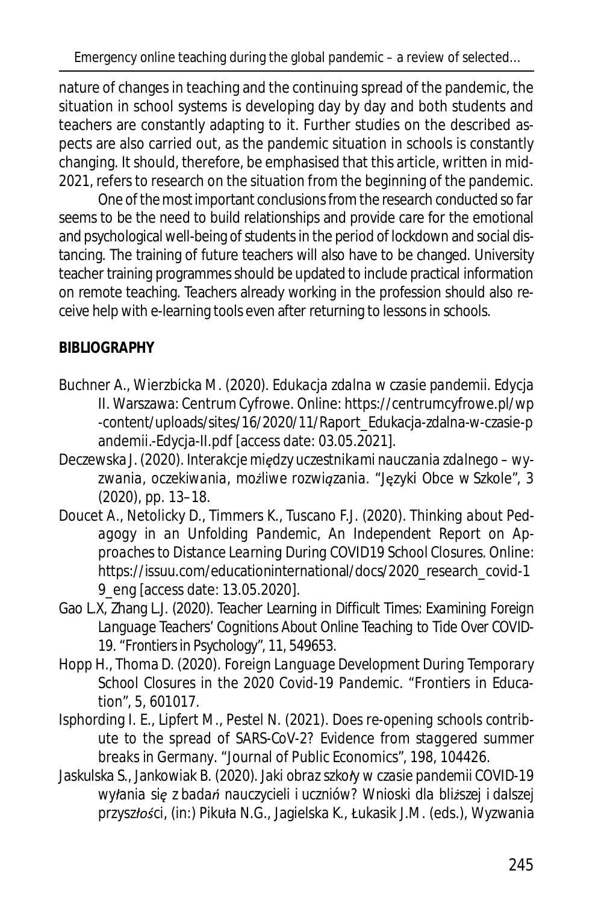nature of changes in teaching and the continuing spread of the pandemic, the situation in school systems is developing day by day and both students and teachers are constantly adapting to it. Further studies on the described aspects are also carried out, as the pandemic situation in schools is constantly changing. It should, therefore, be emphasised that this article, written in mid-2021, refers to research on the situation from the beginning of the pandemic.

One of the most important conclusions from the research conducted so far seems to be the need to build relationships and provide care for the emotional and psychological well-being of students in the period of lockdown and social distancing. The training of future teachers will also have to be changed. University teacher training programmes should be updated to include practical information on remote teaching. Teachers already working in the profession should also receive help with e-learning tools even after returning to lessons in schools.

## BIBLIOGRAPHY

Buchner A., Wierzbicka M. (2020). *Edukacja zdalna w czasie pandemii. Edycja II*. Warszawa: Centrum Cyfrowe. Online: https://centrumcyfrowe.pl/wp-content/uploads/sites/16/2020/11/Raport_Edukacja-zdalna-w-czasie-pandemii.-Edycja-II.pdf [access date: 03.05.2021].

Deczewska J. (2020). *Interakcje między uczestnikami nauczania zdalnego – wyzwania, oczekiwania, możliwe rozwiązania*. "Języki Obce w Szkole", 3 (2020), pp. 13–18.

Doucet A., Netolicky D., Timmers K., Tuscano F.J. (2020). *Thinking about Pedagogy in an Unfolding Pandemic, An Independent Report on Approaches to Distance Learning During COVID19 School Closures*. Online: https://issuu.com/educationinternational/docs/2020_research_covid-19_eng [access date: 13.05.2020].

Gao L.X, Zhang L.J. (2020). *Teacher Learning in Difficult Times: Examining Foreign Language Teachers' Cognitions About Online Teaching to Tide Over COVID-19*. "Frontiers in Psychology", 11, 549653.

Hopp H., Thoma D. (2020). *Foreign Language Development During Temporary School Closures in the 2020 Covid-19 Pandemic*. "Frontiers in Education", 5, 601017.

Isphording I. E., Lipfert M., Pestel N. (2021). *Does re-opening schools contribute to the spread of SARS-CoV-2? Evidence from staggered summer breaks in Germany*. "Journal of Public Economics", 198, 104426.

Jaskulska S., Jankowiak B. (2020). *Jaki obraz szkoły w czasie pandemii COVID-19 wyłania się z badań nauczycieli i uczniów? Wnioski dla bliższej i dalszej przyszłości*, (in:) Pikuła N.G., Jagielska K., Łukasik J.M. (eds.), *Wyzwania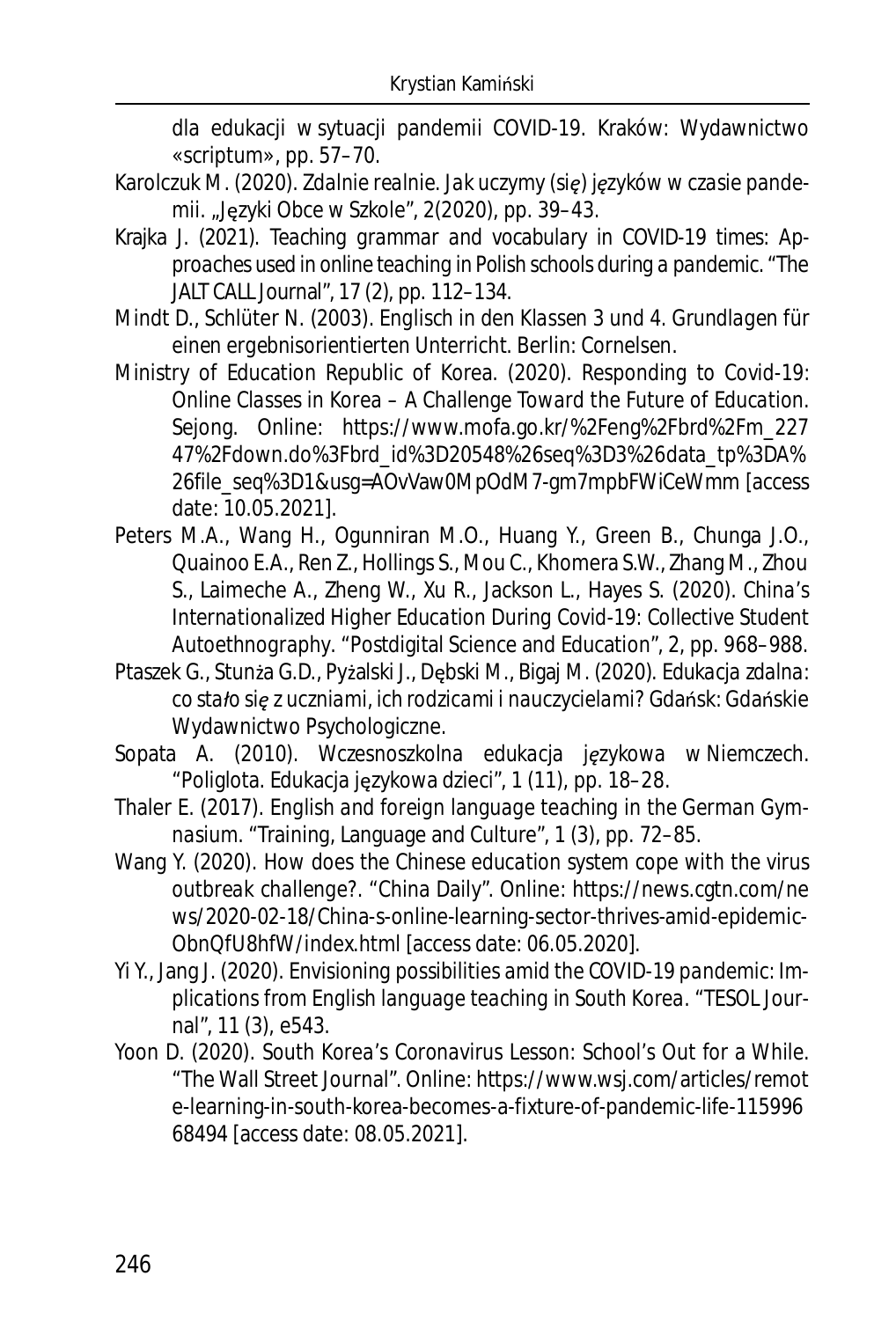dla edukacji w sytuacji pandemii COVID-19. Kraków: Wydawnictwo «scriptum», pp. 57–70.

Karolczuk M. (2020). *Zdalnie realnie. Jak uczymy (się) języków w czasie pandemii*. „Języki Obce w Szkole", 2(2020), pp. 39–43.

Krajka J. (2021). *Teaching grammar and vocabulary in COVID-19 times: Approaches used in online teaching in Polish schools during a pandemic*. "The JALT CALL Journal", 17 (2), pp. 112–134.

Mindt D., Schlüter N. (2003). *Englisch in den Klassen 3 und 4. Grundlagen für einen ergebnisorientierten Unterricht*. Berlin: Cornelsen.

Ministry of Education Republic of Korea. (2020). *Responding to Covid-19: Online Classes in Korea – A Challenge Toward the Future of Education*. Sejong. Online: https://www.mofa.go.kr/%2Feng%2Fbrd%2Fm_22747%2Fdown.do%3Fbrd_id%3D20548%26seq%3D3%26data_tp%3DA%26file_seq%3D1&usg=AOvVaw0MpOdM7-gm7mpbFWiCeWmm [access date: 10.05.2021].

Peters M.A., Wang H., Ogunniran M.O., Huang Y., Green B., Chunga J.O., Quainoo E.A., Ren Z., Hollings S., Mou C., Khomera S.W., Zhang M., Zhou S., Laimeche A., Zheng W., Xu R., Jackson L., Hayes S. (2020). *China's Internationalized Higher Education During Covid-19: Collective Student Autoethnography*. "Postdigital Science and Education", 2, pp. 968–988.

Ptaszek G., Stunża G.D., Pyżalski J., Dębski M., Bigaj M. (2020). *Edukacja zdalna: co stało się z uczniami, ich rodzicami i nauczycielami?* Gdańsk: Gdańskie Wydawnictwo Psychologiczne.

Sopata A. (2010). *Wczesnoszkolna edukacja językowa w Niemczech*. "Poliglota. Edukacja językowa dzieci", 1 (11), pp. 18–28.

Thaler E. (2017). *English and foreign language teaching in the German Gymnasium*. "Training, Language and Culture", 1 (3), pp. 72–85.

Wang Y. (2020). *How does the Chinese education system cope with the virus outbreak challenge?*. "China Daily". Online: https://news.cgtn.com/news/2020-02-18/China-s-online-learning-sector-thrives-amid-epidemic-ObnQfU8hfW/index.html [access date: 06.05.2020].

Yi Y., Jang J. (2020). *Envisioning possibilities amid the COVID-19 pandemic: Implications from English language teaching in South Korea*. "TESOL Journal", 11 (3), e543.

Yoon D. (2020). *South Korea's Coronavirus Lesson: School's Out for a While*. "The Wall Street Journal". Online: https://www.wsj.com/articles/remote-learning-in-south-korea-becomes-a-fixture-of-pandemic-life-11599668494 [access date: 08.05.2021].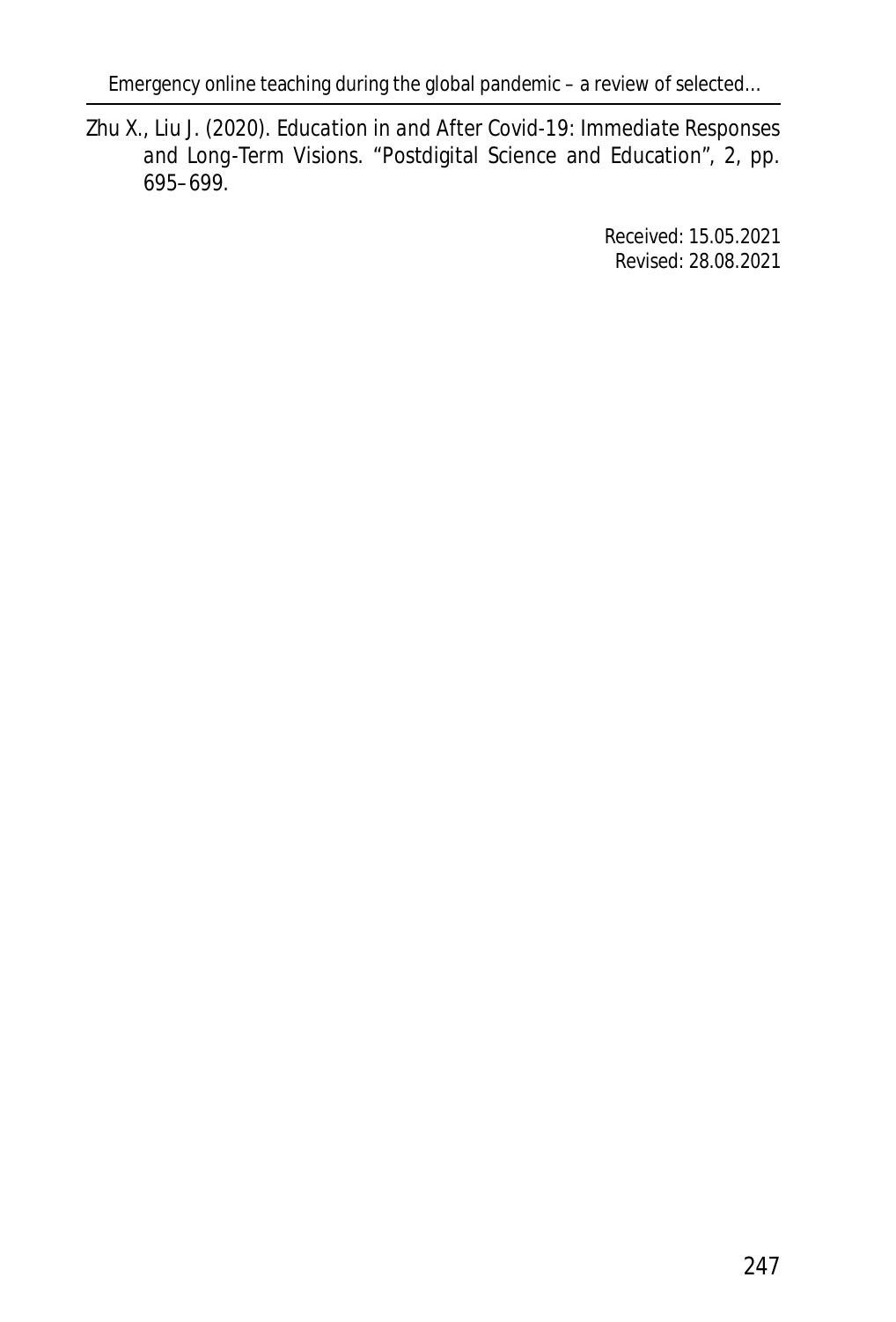Zhu X., Liu J. (2020). *Education in and After Covid-19: Immediate Responses and Long-Term Visions*. "Postdigital Science and Education", 2, pp. 695–699.

Received: 15.05.2021
Revised: 28.08.2021